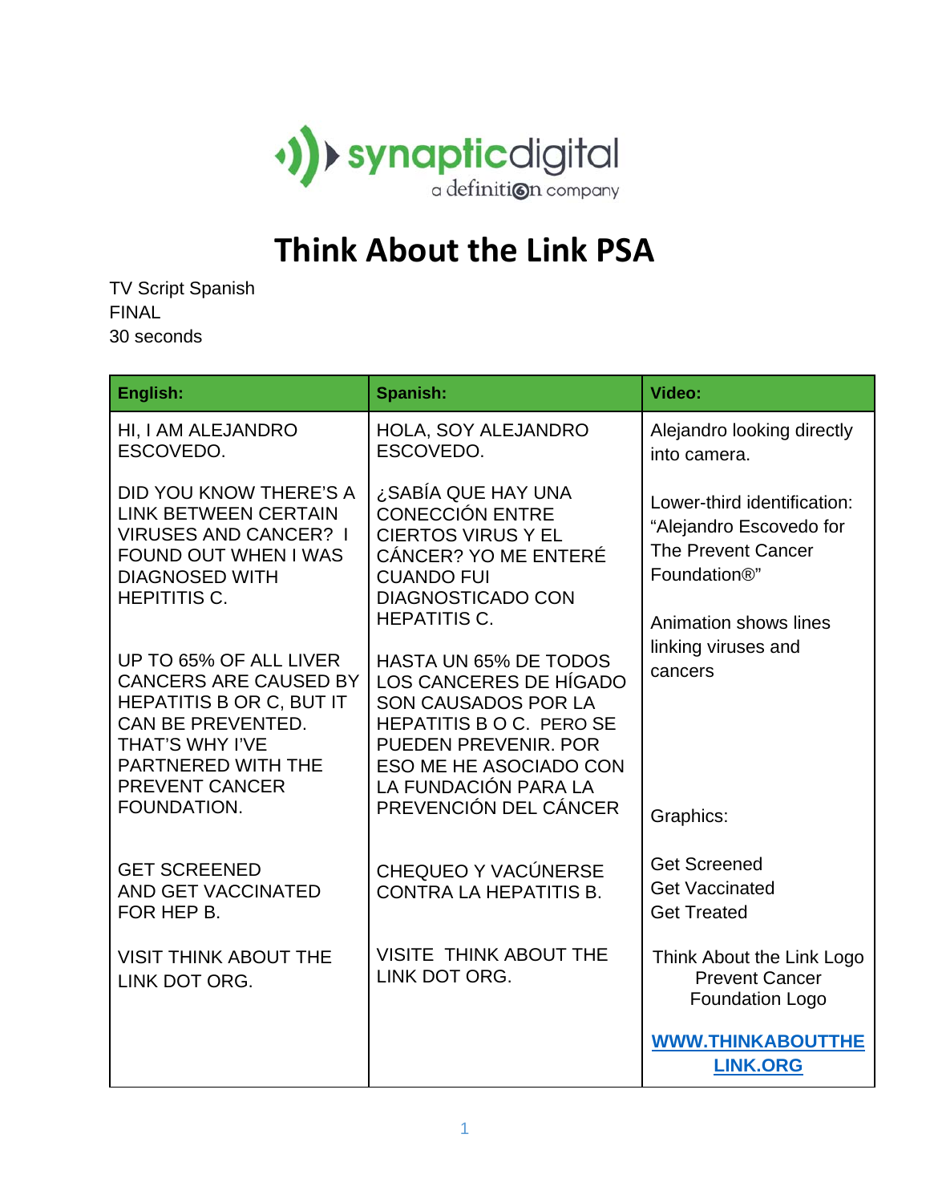synapticdigital
a definition company

# Think About the Link PSA

TV Script Spanish
FINAL
30 seconds

| English: | Spanish: | Video: |
|---|---|---|
| HI, I AM ALEJANDRO ESCOVEDO. | HOLA, SOY ALEJANDRO ESCOVEDO. | Alejandro looking directly into camera. |
| DID YOU KNOW THERE'S A LINK BETWEEN CERTAIN VIRUSES AND CANCER? I FOUND OUT WHEN I WAS DIAGNOSED WITH HEPITITIS C. | ¿SABÍA QUE HAY UNA CONECCIÓN ENTRE CIERTOS VIRUS Y EL CÁNCER? YO ME ENTERÉ CUANDO FUI DIAGNOSTICADO CON HEPATITIS C. | Lower-third identification: "Alejandro Escovedo for The Prevent Cancer Foundation®"<br><br>Animation shows lines linking viruses and cancers |
| UP TO 65% OF ALL LIVER CANCERS ARE CAUSED BY HEPATITIS B OR C, BUT IT CAN BE PREVENTED. THAT'S WHY I'VE PARTNERED WITH THE PREVENT CANCER FOUNDATION. | HASTA UN 65% DE TODOS LOS CANCERES DE HÍGADO SON CAUSADOS POR LA HEPATITIS B O C. PERO SE PUEDEN PREVENIR. POR ESO ME HE ASOCIADO CON LA FUNDACIÓN PARA LA PREVENCIÓN DEL CÁNCER | Graphics: |
| GET SCREENED AND GET VACCINATED FOR HEP B. | CHEQUEO Y VACÚNERSE CONTRA LA HEPATITIS B. | Get Screened<br>Get Vaccinated<br>Get Treated |
| VISIT THINK ABOUT THE LINK DOT ORG. | VISITE THINK ABOUT THE LINK DOT ORG. | Think About the Link Logo<br>Prevent Cancer Foundation Logo<br><br>WWW.THINKABOUTTHELINK.ORG |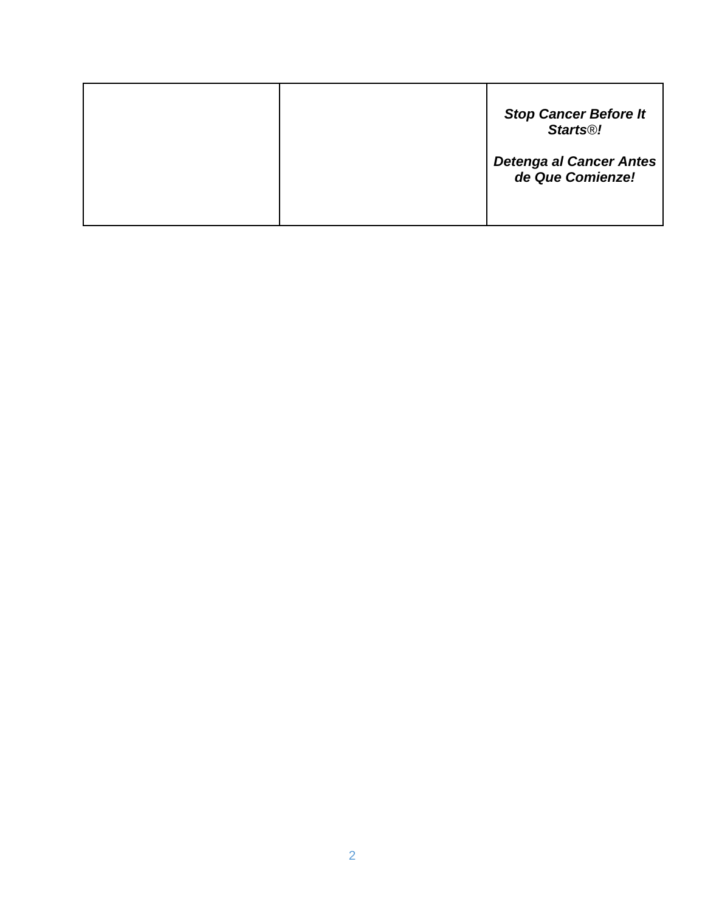| | | |
|---|---|---|
| | | ***Stop Cancer Before It Starts®!***<br><br>***Detenga al Cancer Antes de Que Comienze!*** |